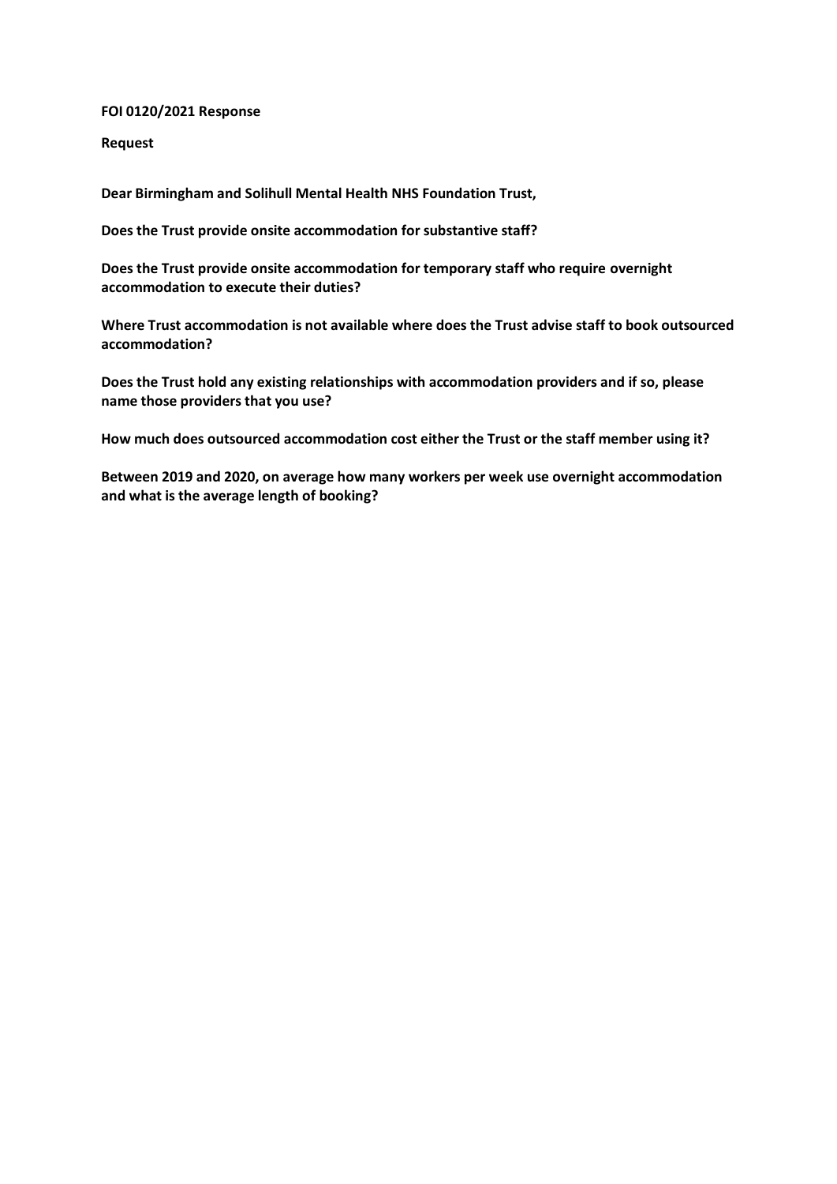**FOI 0120/2021 Response**

**Request**

**Dear Birmingham and Solihull Mental Health NHS Foundation Trust,**

**Does the Trust provide onsite accommodation for substantive staff?**

**Does the Trust provide onsite accommodation for temporary staff who require overnight accommodation to execute their duties?**

**Where Trust accommodation is not available where does the Trust advise staff to book outsourced accommodation?**

**Does the Trust hold any existing relationships with accommodation providers and if so, please name those providers that you use?**

**How much does outsourced accommodation cost either the Trust or the staff member using it?**

**Between 2019 and 2020, on average how many workers per week use overnight accommodation and what is the average length of booking?**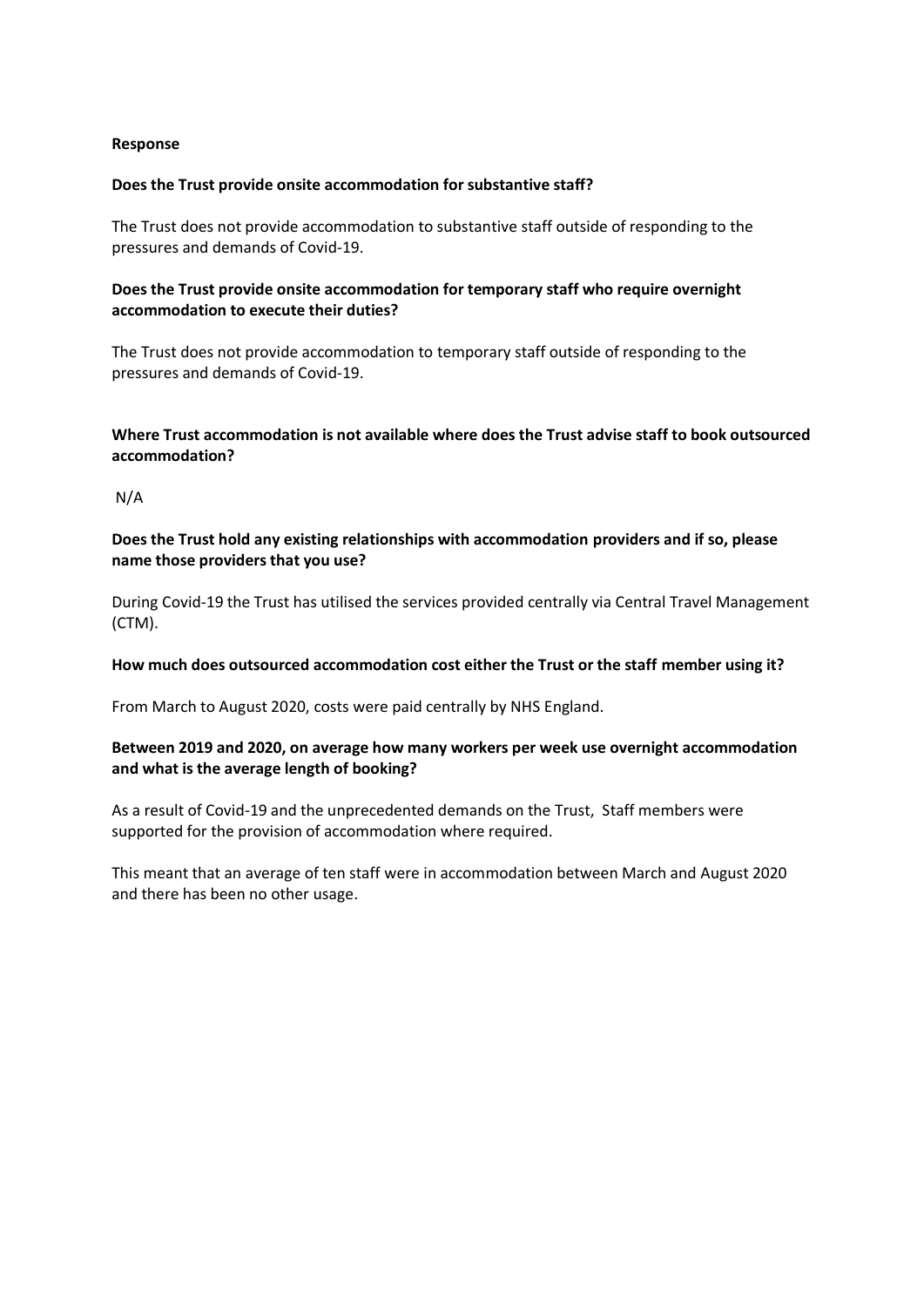**Response**

**Does the Trust provide onsite accommodation for substantive staff?**

The Trust does not provide accommodation to substantive staff outside of responding to the pressures and demands of Covid-19.

**Does the Trust provide onsite accommodation for temporary staff who require overnight accommodation to execute their duties?**

The Trust does not provide accommodation to temporary staff outside of responding to the pressures and demands of Covid-19.

**Where Trust accommodation is not available where does the Trust advise staff to book outsourced accommodation?**

N/A

**Does the Trust hold any existing relationships with accommodation providers and if so, please name those providers that you use?**

During Covid-19 the Trust has utilised the services provided centrally via Central Travel Management (CTM).

**How much does outsourced accommodation cost either the Trust or the staff member using it?**

From March to August 2020, costs were paid centrally by NHS England.

**Between 2019 and 2020, on average how many workers per week use overnight accommodation and what is the average length of booking?**

As a result of Covid-19 and the unprecedented demands on the Trust, Staff members were supported for the provision of accommodation where required.

This meant that an average of ten staff were in accommodation between March and August 2020 and there has been no other usage.